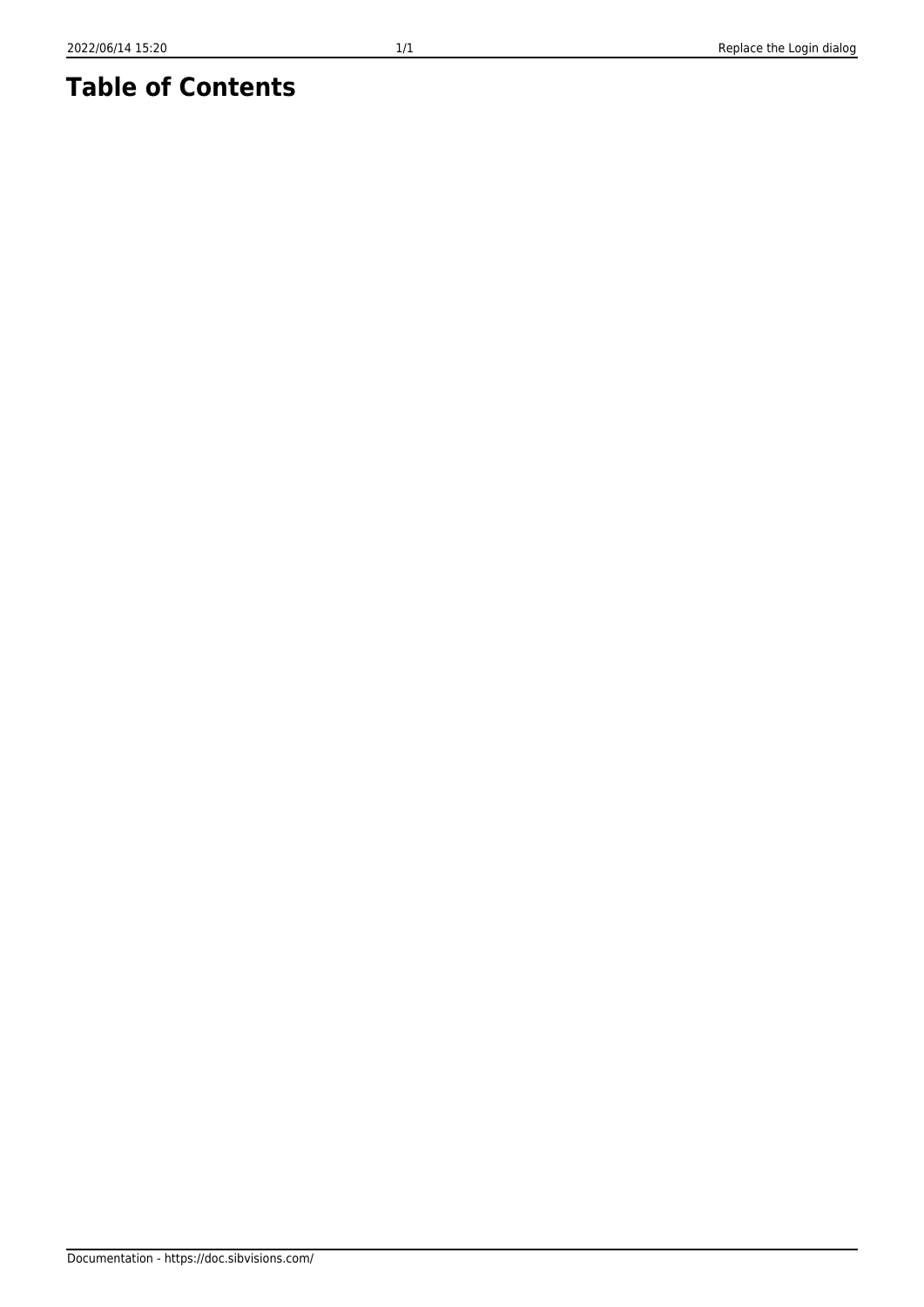# Table of Contents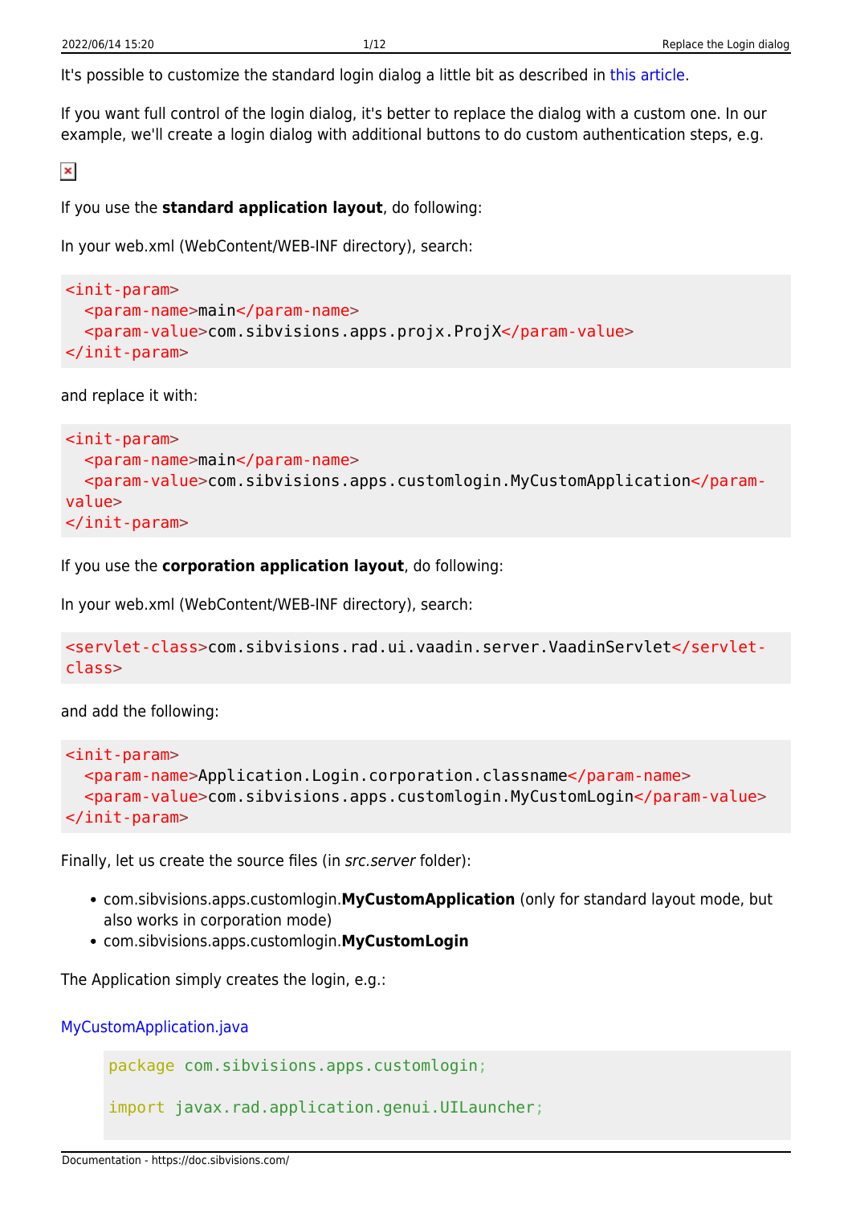It's possible to customize the standard login dialog a little bit as described in this article.

If you want full control of the login dialog, it's better to replace the dialog with a custom one. In our example, we'll create a login dialog with additional buttons to do custom authentication steps, e.g.

If you use the **standard application layout**, do following:

In your web.xml (WebContent/WEB-INF directory), search:

```
<init-param>
  <param-name>main</param-name>
  <param-value>com.sibvisions.apps.projx.ProjX</param-value>
</init-param>
```

and replace it with:

```
<init-param>
  <param-name>main</param-name>
  <param-value>com.sibvisions.apps.customlogin.MyCustomApplication</param-value>
</init-param>
```

If you use the **corporation application layout**, do following:

In your web.xml (WebContent/WEB-INF directory), search:

```
<servlet-class>com.sibvisions.rad.ui.vaadin.server.VaadinServlet</servlet-class>
```

and add the following:

```
<init-param>
  <param-name>Application.Login.corporation.classname</param-name>
  <param-value>com.sibvisions.apps.customlogin.MyCustomLogin</param-value>
</init-param>
```

Finally, let us create the source files (in *src.server* folder):

- com.sibvisions.apps.customlogin.**MyCustomApplication** (only for standard layout mode, but also works in corporation mode)
- com.sibvisions.apps.customlogin.**MyCustomLogin**

The Application simply creates the login, e.g.:

MyCustomApplication.java

```java
package com.sibvisions.apps.customlogin;

import javax.rad.application.genui.UILauncher;
```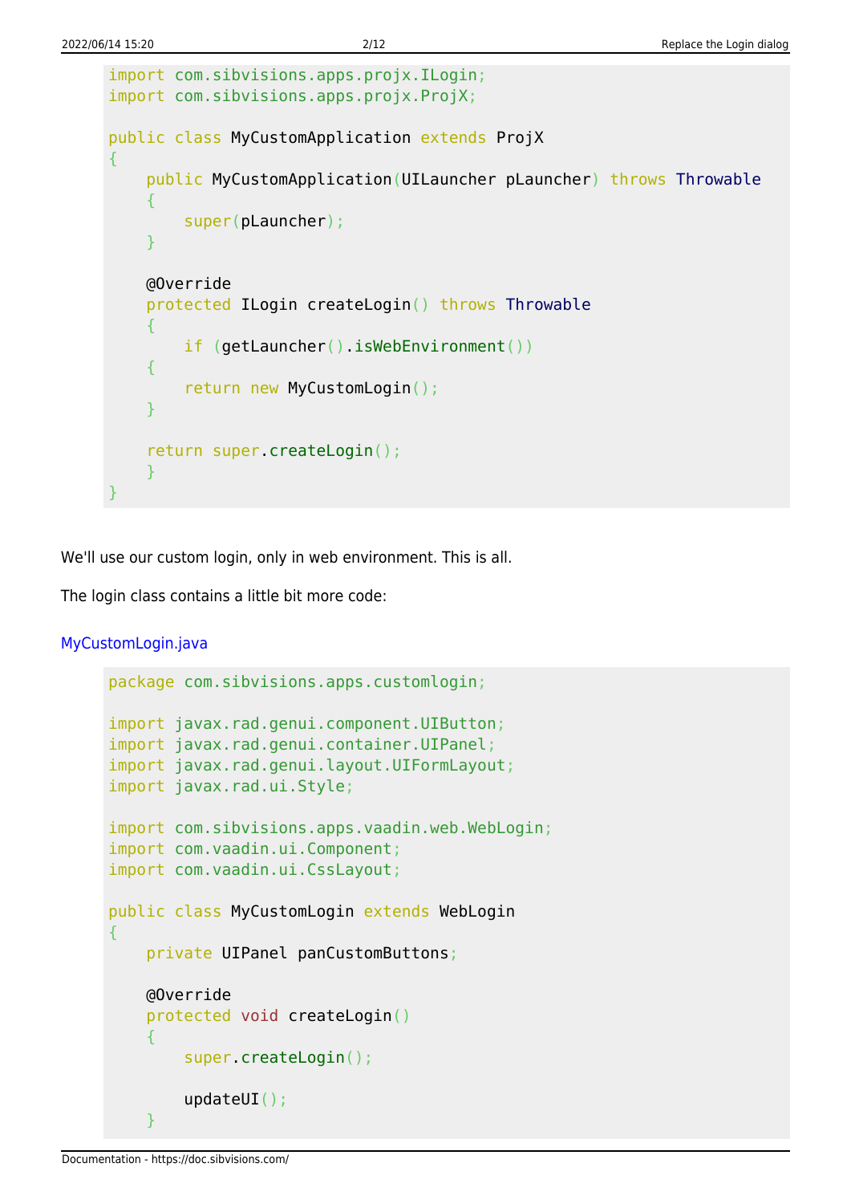```java
import com.sibvisions.apps.projx.ILogin;
import com.sibvisions.apps.projx.ProjX;

public class MyCustomApplication extends ProjX
{
    public MyCustomApplication(UILauncher pLauncher) throws Throwable
    {
        super(pLauncher);
    }

    @Override
    protected ILogin createLogin() throws Throwable
    {
        if (getLauncher().isWebEnvironment())
        {
            return new MyCustomLogin();
        }

        return super.createLogin();
    }
}
```

We'll use our custom login, only in web environment. This is all.

The login class contains a little bit more code:

MyCustomLogin.java

```java
package com.sibvisions.apps.customlogin;

import javax.rad.genui.component.UIButton;
import javax.rad.genui.container.UIPanel;
import javax.rad.genui.layout.UIFormLayout;
import javax.rad.ui.Style;

import com.sibvisions.apps.vaadin.web.WebLogin;
import com.vaadin.ui.Component;
import com.vaadin.ui.CssLayout;

public class MyCustomLogin extends WebLogin
{
    private UIPanel panCustomButtons;

    @Override
    protected void createLogin()
    {
        super.createLogin();

        updateUI();
    }
```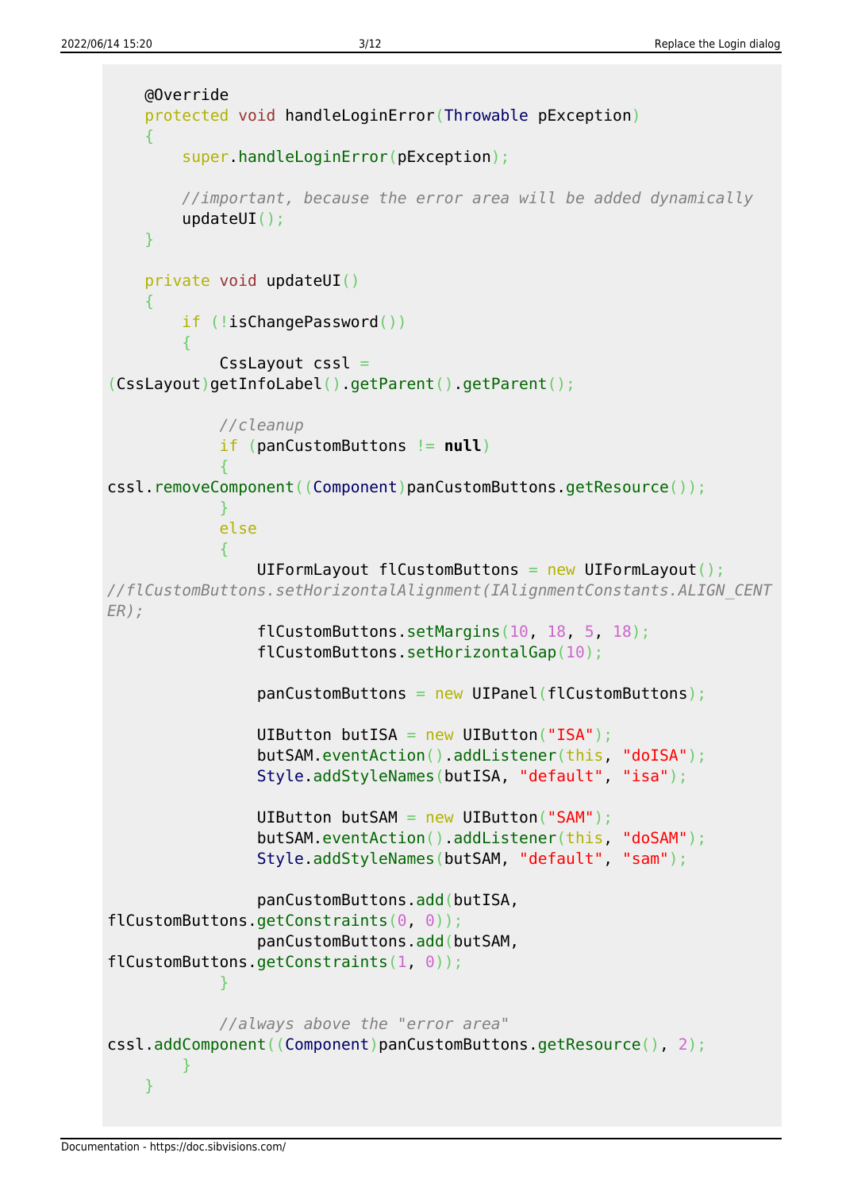```java
    @Override
    protected void handleLoginError(Throwable pException)
    {
        super.handleLoginError(pException);

        //important, because the error area will be added dynamically
        updateUI();
    }

    private void updateUI()
    {
        if (!isChangePassword())
        {
            CssLayout cssl =
(CssLayout)getInfoLabel().getParent().getParent();

            //cleanup
            if (panCustomButtons != null)
            {
cssl.removeComponent((Component)panCustomButtons.getResource());
            }
            else
            {
                UIFormLayout flCustomButtons = new UIFormLayout();
//flCustomButtons.setHorizontalAlignment(IAlignmentConstants.ALIGN_CENT
ER);
                flCustomButtons.setMargins(10, 18, 5, 18);
                flCustomButtons.setHorizontalGap(10);

                panCustomButtons = new UIPanel(flCustomButtons);

                UIButton butISA = new UIButton("ISA");
                butSAM.eventAction().addListener(this, "doISA");
                Style.addStyleNames(butISA, "default", "isa");

                UIButton butSAM = new UIButton("SAM");
                butSAM.eventAction().addListener(this, "doSAM");
                Style.addStyleNames(butSAM, "default", "sam");

                panCustomButtons.add(butISA,
flCustomButtons.getConstraints(0, 0));
                panCustomButtons.add(butSAM,
flCustomButtons.getConstraints(1, 0));
            }

            //always above the "error area"
cssl.addComponent((Component)panCustomButtons.getResource(), 2);
        }
    }
```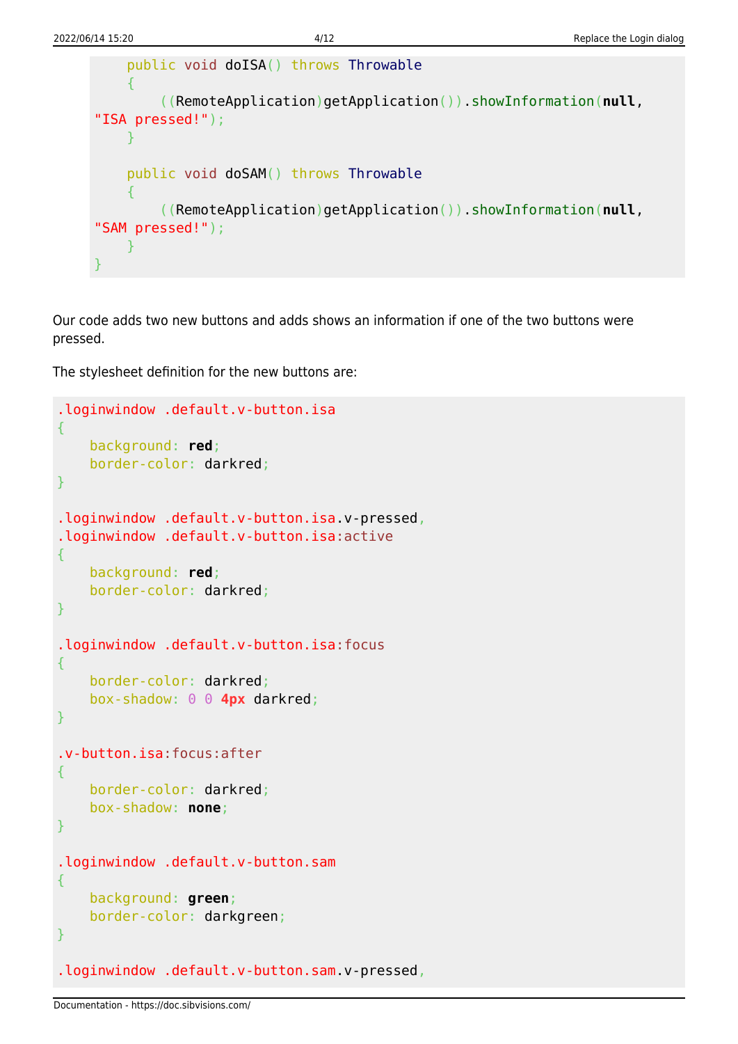```java
    public void doISA() throws Throwable
    {
        ((RemoteApplication)getApplication()).showInformation(null,
"ISA pressed!");
    }

    public void doSAM() throws Throwable
    {
        ((RemoteApplication)getApplication()).showInformation(null,
"SAM pressed!");
    }
}
```

Our code adds two new buttons and adds shows an information if one of the two buttons were pressed.

The stylesheet definition for the new buttons are:

```css
.loginwindow .default.v-button.isa
{
    background: red;
    border-color: darkred;
}

.loginwindow .default.v-button.isa.v-pressed,
.loginwindow .default.v-button.isa:active
{
    background: red;
    border-color: darkred;
}

.loginwindow .default.v-button.isa:focus
{
    border-color: darkred;
    box-shadow: 0 0 4px darkred;
}

.v-button.isa:focus:after
{
    border-color: darkred;
    box-shadow: none;
}

.loginwindow .default.v-button.sam
{
    background: green;
    border-color: darkgreen;
}

.loginwindow .default.v-button.sam.v-pressed,
```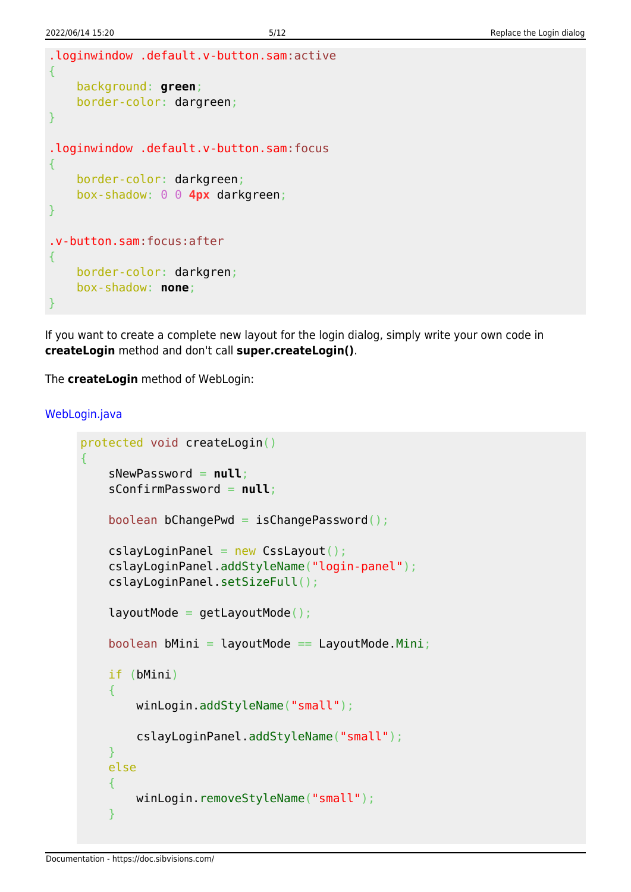```css
.loginwindow .default.v-button.sam:active
{
    background: green;
    border-color: dargreen;
}

.loginwindow .default.v-button.sam:focus
{
    border-color: darkgreen;
    box-shadow: 0 0 4px darkgreen;
}

.v-button.sam:focus:after
{
    border-color: darkgren;
    box-shadow: none;
}
```

If you want to create a complete new layout for the login dialog, simply write your own code in **createLogin** method and don't call **super.createLogin()**.

The **createLogin** method of WebLogin:

WebLogin.java

```java
protected void createLogin()
{
    sNewPassword = null;
    sConfirmPassword = null;

    boolean bChangePwd = isChangePassword();

    cslayLoginPanel = new CssLayout();
    cslayLoginPanel.addStyleName("login-panel");
    cslayLoginPanel.setSizeFull();

    layoutMode = getLayoutMode();

    boolean bMini = layoutMode == LayoutMode.Mini;

    if (bMini)
    {
        winLogin.addStyleName("small");

        cslayLoginPanel.addStyleName("small");
    }
    else
    {
        winLogin.removeStyleName("small");
    }
```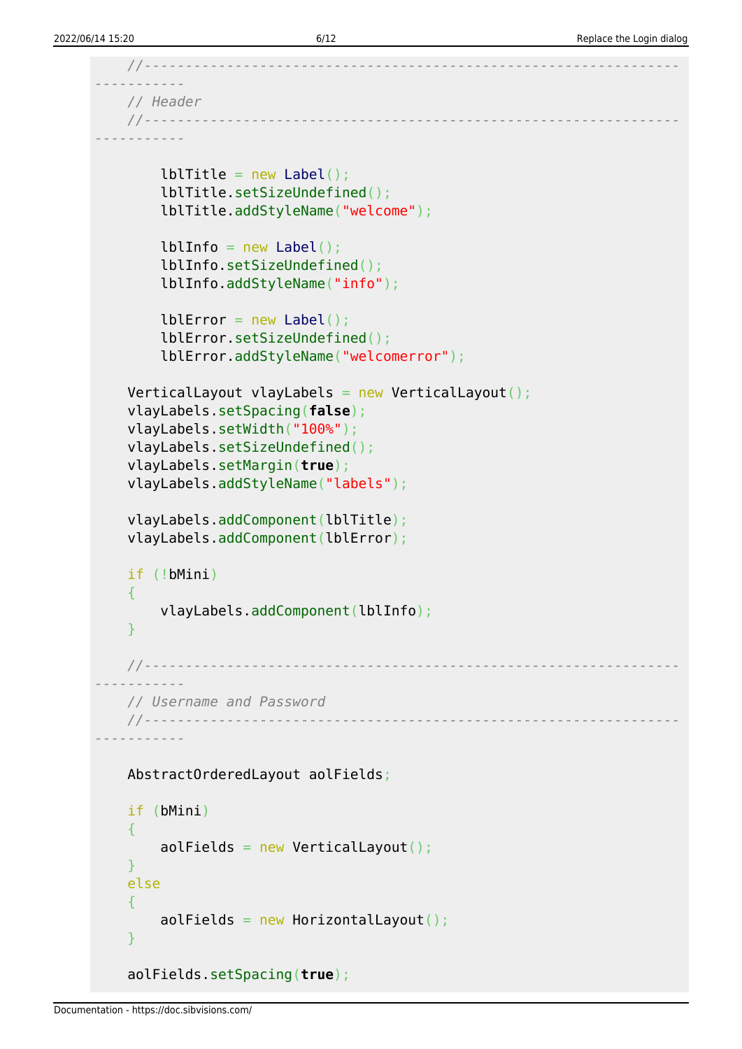```java
    //----------------------------------------------------------------
    // Header
    //----------------------------------------------------------------

        lblTitle = new Label();
        lblTitle.setSizeUndefined();
        lblTitle.addStyleName("welcome");

        lblInfo = new Label();
        lblInfo.setSizeUndefined();
        lblInfo.addStyleName("info");

        lblError = new Label();
        lblError.setSizeUndefined();
        lblError.addStyleName("welcomerror");

    VerticalLayout vlayLabels = new VerticalLayout();
    vlayLabels.setSpacing(false);
    vlayLabels.setWidth("100%");
    vlayLabels.setSizeUndefined();
    vlayLabels.setMargin(true);
    vlayLabels.addStyleName("labels");

    vlayLabels.addComponent(lblTitle);
    vlayLabels.addComponent(lblError);

    if (!bMini)
    {
        vlayLabels.addComponent(lblInfo);
    }

    //----------------------------------------------------------------
    // Username and Password
    //----------------------------------------------------------------

    AbstractOrderedLayout aolFields;

    if (bMini)
    {
        aolFields = new VerticalLayout();
    }
    else
    {
        aolFields = new HorizontalLayout();
    }

    aolFields.setSpacing(true);
```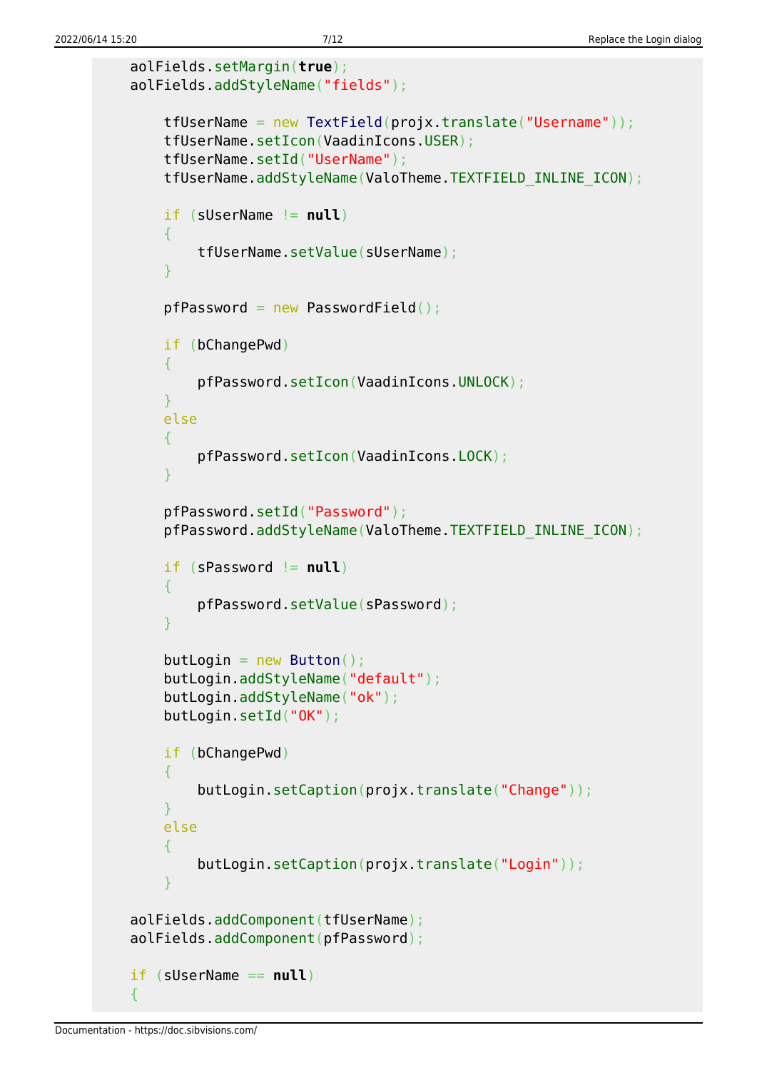```
    aolFields.setMargin(true);
    aolFields.addStyleName("fields");

        tfUserName = new TextField(projx.translate("Username"));
        tfUserName.setIcon(VaadinIcons.USER);
        tfUserName.setId("UserName");
        tfUserName.addStyleName(ValoTheme.TEXTFIELD_INLINE_ICON);

        if (sUserName != null)
        {
            tfUserName.setValue(sUserName);
        }

        pfPassword = new PasswordField();

        if (bChangePwd)
        {
            pfPassword.setIcon(VaadinIcons.UNLOCK);
        }
        else
        {
            pfPassword.setIcon(VaadinIcons.LOCK);
        }

        pfPassword.setId("Password");
        pfPassword.addStyleName(ValoTheme.TEXTFIELD_INLINE_ICON);

        if (sPassword != null)
        {
            pfPassword.setValue(sPassword);
        }

        butLogin = new Button();
        butLogin.addStyleName("default");
        butLogin.addStyleName("ok");
        butLogin.setId("OK");

        if (bChangePwd)
        {
            butLogin.setCaption(projx.translate("Change"));
        }
        else
        {
            butLogin.setCaption(projx.translate("Login"));
        }

    aolFields.addComponent(tfUserName);
    aolFields.addComponent(pfPassword);

    if (sUserName == null)
    {
```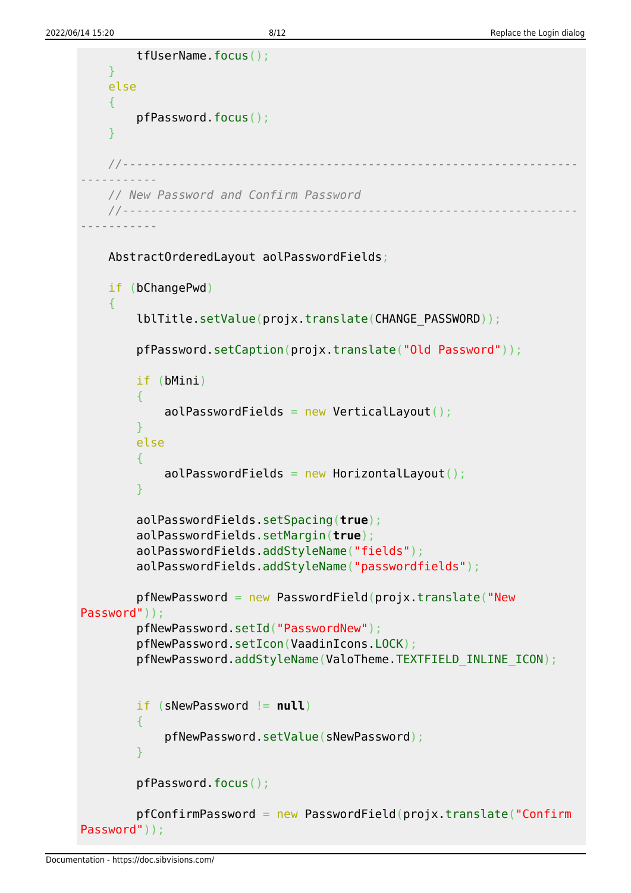```
        tfUserName.focus();
    }
    else
    {
        pfPassword.focus();
    }

    //----------------------------------------------------------------------------
    // New Password and Confirm Password
    //----------------------------------------------------------------------------

    AbstractOrderedLayout aolPasswordFields;

    if (bChangePwd)
    {
        lblTitle.setValue(projx.translate(CHANGE_PASSWORD));

        pfPassword.setCaption(projx.translate("Old Password"));

        if (bMini)
        {
            aolPasswordFields = new VerticalLayout();
        }
        else
        {
            aolPasswordFields = new HorizontalLayout();
        }

        aolPasswordFields.setSpacing(true);
        aolPasswordFields.setMargin(true);
        aolPasswordFields.addStyleName("fields");
        aolPasswordFields.addStyleName("passwordfields");

        pfNewPassword = new PasswordField(projx.translate("New Password"));
        pfNewPassword.setId("PasswordNew");
        pfNewPassword.setIcon(VaadinIcons.LOCK);
        pfNewPassword.addStyleName(ValoTheme.TEXTFIELD_INLINE_ICON);


        if (sNewPassword != null)
        {
            pfNewPassword.setValue(sNewPassword);
        }

        pfPassword.focus();

        pfConfirmPassword = new PasswordField(projx.translate("Confirm Password"));
```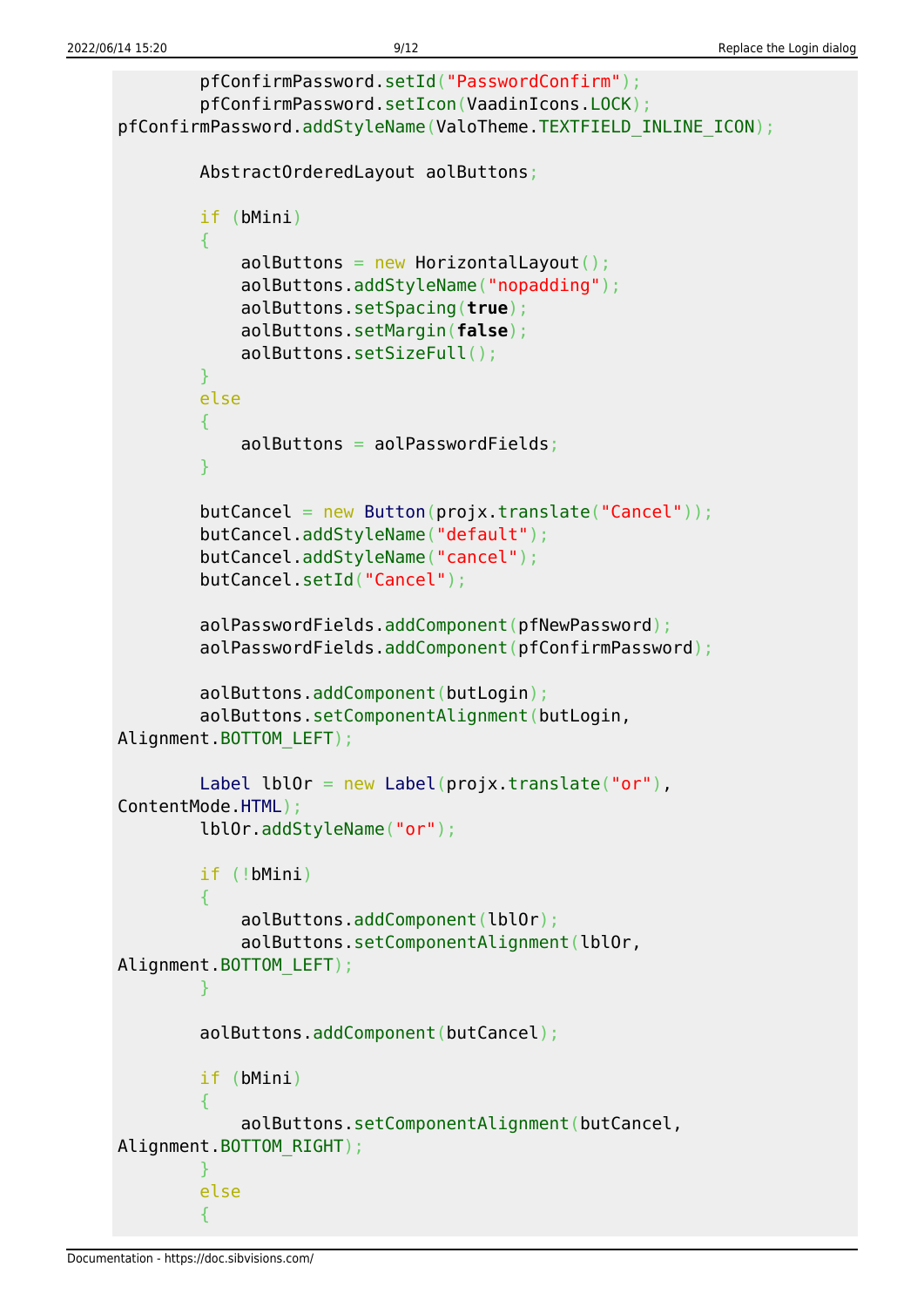```
        pfConfirmPassword.setId("PasswordConfirm");
        pfConfirmPassword.setIcon(VaadinIcons.LOCK);
pfConfirmPassword.addStyleName(ValoTheme.TEXTFIELD_INLINE_ICON);

        AbstractOrderedLayout aolButtons;

        if (bMini)
        {
            aolButtons = new HorizontalLayout();
            aolButtons.addStyleName("nopadding");
            aolButtons.setSpacing(true);
            aolButtons.setMargin(false);
            aolButtons.setSizeFull();
        }
        else
        {
            aolButtons = aolPasswordFields;
        }

        butCancel = new Button(projx.translate("Cancel"));
        butCancel.addStyleName("default");
        butCancel.addStyleName("cancel");
        butCancel.setId("Cancel");

        aolPasswordFields.addComponent(pfNewPassword);
        aolPasswordFields.addComponent(pfConfirmPassword);

        aolButtons.addComponent(butLogin);
        aolButtons.setComponentAlignment(butLogin,
Alignment.BOTTOM_LEFT);

        Label lblOr = new Label(projx.translate("or"),
ContentMode.HTML);
        lblOr.addStyleName("or");

        if (!bMini)
        {
            aolButtons.addComponent(lblOr);
            aolButtons.setComponentAlignment(lblOr,
Alignment.BOTTOM_LEFT);
        }

        aolButtons.addComponent(butCancel);

        if (bMini)
        {
            aolButtons.setComponentAlignment(butCancel,
Alignment.BOTTOM_RIGHT);
        }
        else
        {
```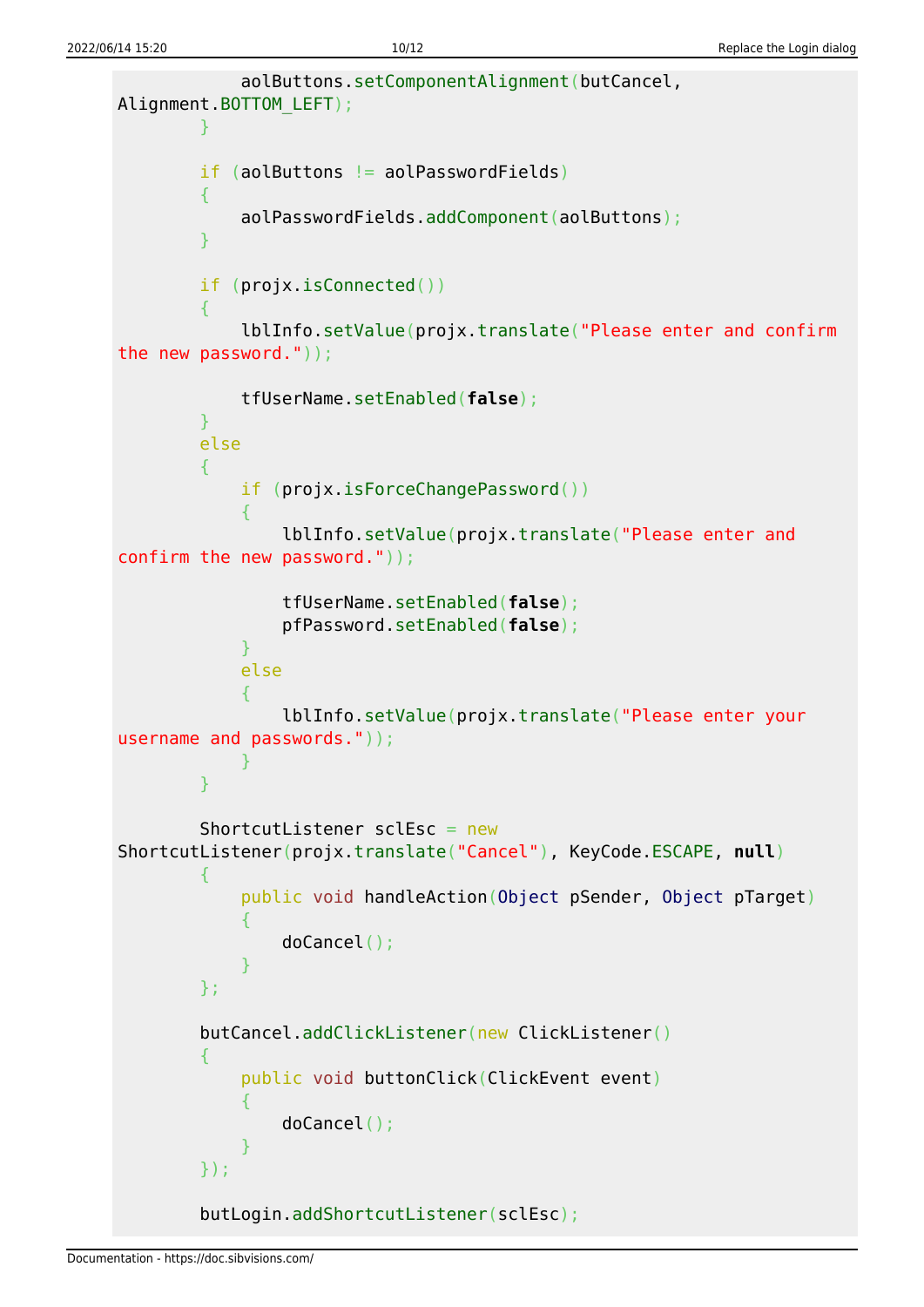```java
            aolButtons.setComponentAlignment(butCancel, Alignment.BOTTOM_LEFT);
        }

        if (aolButtons != aolPasswordFields)
        {
            aolPasswordFields.addComponent(aolButtons);
        }

        if (projx.isConnected())
        {
            lblInfo.setValue(projx.translate("Please enter and confirm the new password."));

            tfUserName.setEnabled(false);
        }
        else
        {
            if (projx.isForceChangePassword())
            {
                lblInfo.setValue(projx.translate("Please enter and confirm the new password."));

                tfUserName.setEnabled(false);
                pfPassword.setEnabled(false);
            }
            else
            {
                lblInfo.setValue(projx.translate("Please enter your username and passwords."));
            }
        }

        ShortcutListener sclEsc = new ShortcutListener(projx.translate("Cancel"), KeyCode.ESCAPE, null)
        {
            public void handleAction(Object pSender, Object pTarget)
            {
                doCancel();
            }
        };

        butCancel.addClickListener(new ClickListener()
        {
            public void buttonClick(ClickEvent event)
            {
                doCancel();
            }
        });

        butLogin.addShortcutListener(sclEsc);
```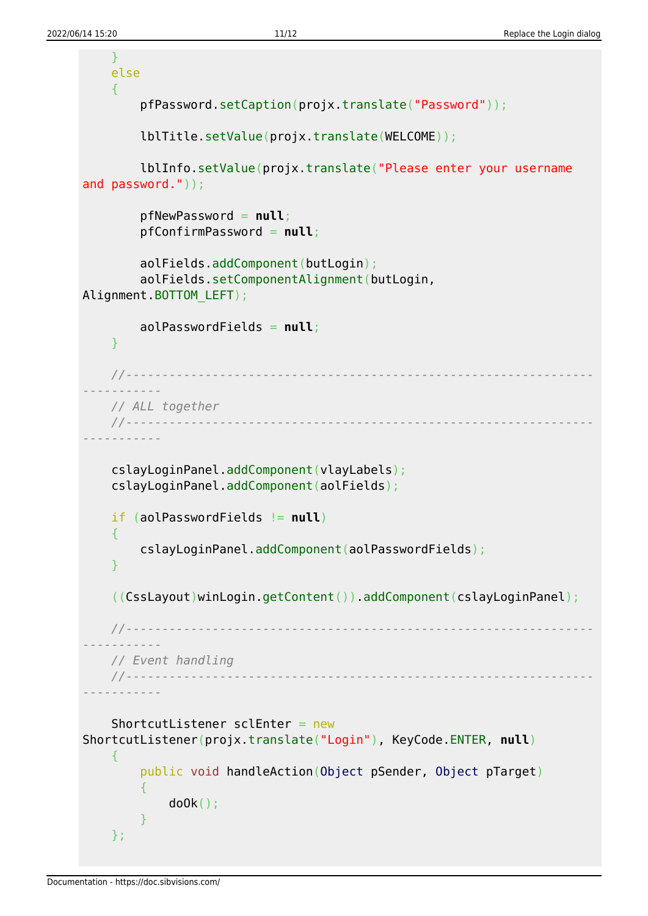```java
    }
    else
    {
        pfPassword.setCaption(projx.translate("Password"));

        lblTitle.setValue(projx.translate(WELCOME));

        lblInfo.setValue(projx.translate("Please enter your username
and password."));

        pfNewPassword = null;
        pfConfirmPassword = null;

        aolFields.addComponent(butLogin);
        aolFields.setComponentAlignment(butLogin,
Alignment.BOTTOM_LEFT);

        aolPasswordFields = null;
    }

    //--------------------------------------------------------------
----------
    // ALL together
    //--------------------------------------------------------------
----------

    cslayLoginPanel.addComponent(vlayLabels);
    cslayLoginPanel.addComponent(aolFields);

    if (aolPasswordFields != null)
    {
        cslayLoginPanel.addComponent(aolPasswordFields);
    }

    ((CssLayout)winLogin.getContent()).addComponent(cslayLoginPanel);

    //--------------------------------------------------------------
----------
    // Event handling
    //--------------------------------------------------------------
----------

    ShortcutListener sclEnter = new
ShortcutListener(projx.translate("Login"), KeyCode.ENTER, null)
    {
        public void handleAction(Object pSender, Object pTarget)
        {
            doOk();
        }
    };
```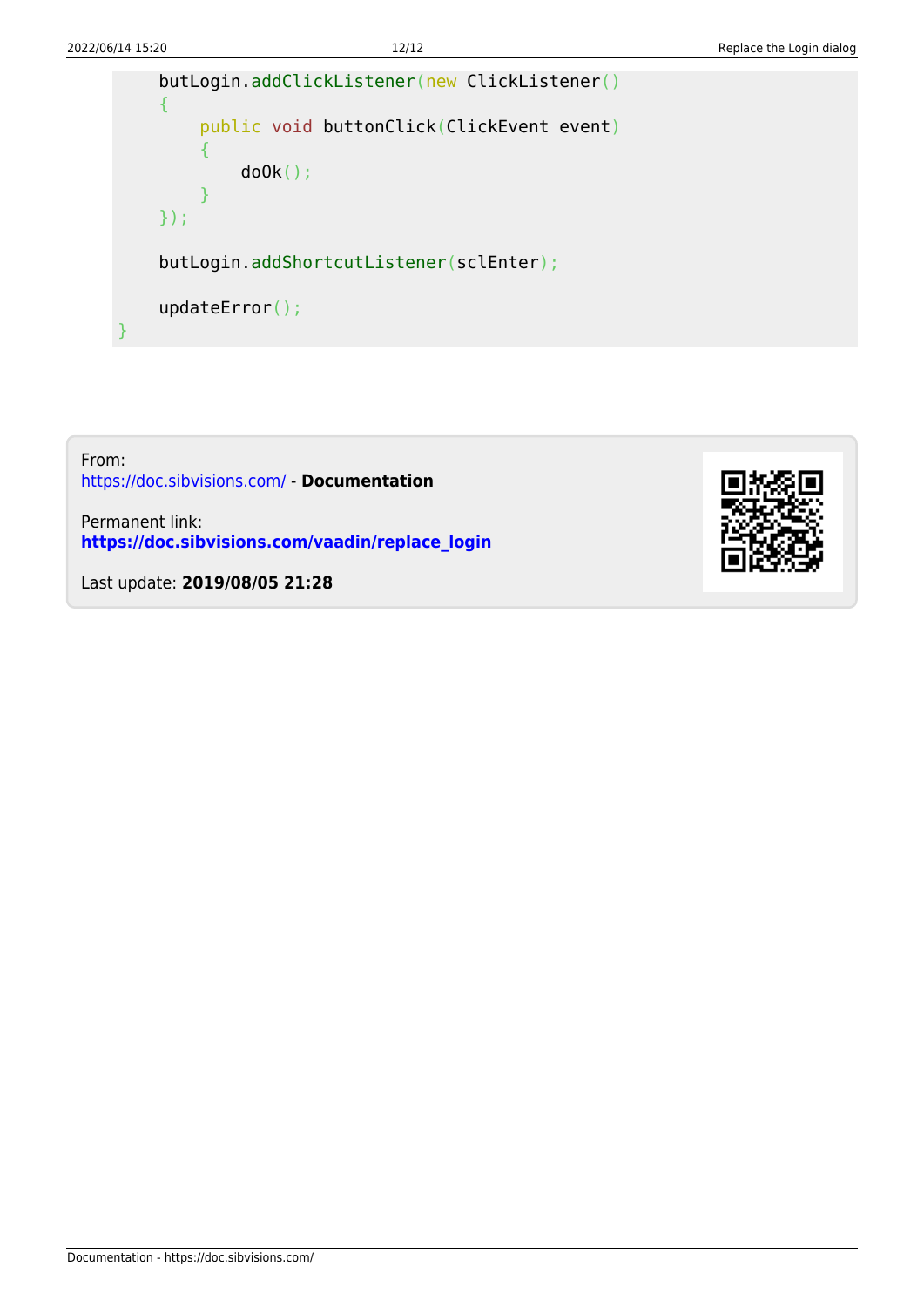```
    butLogin.addClickListener(new ClickListener()
    {
        public void buttonClick(ClickEvent event)
        {
            doOk();
        }
    });

    butLogin.addShortcutListener(sclEnter);

    updateError();
}
```

From:
https://doc.sibvisions.com/ - **Documentation**

Permanent link:
**https://doc.sibvisions.com/vaadin/replace_login**

Last update: **2019/08/05 21:28**